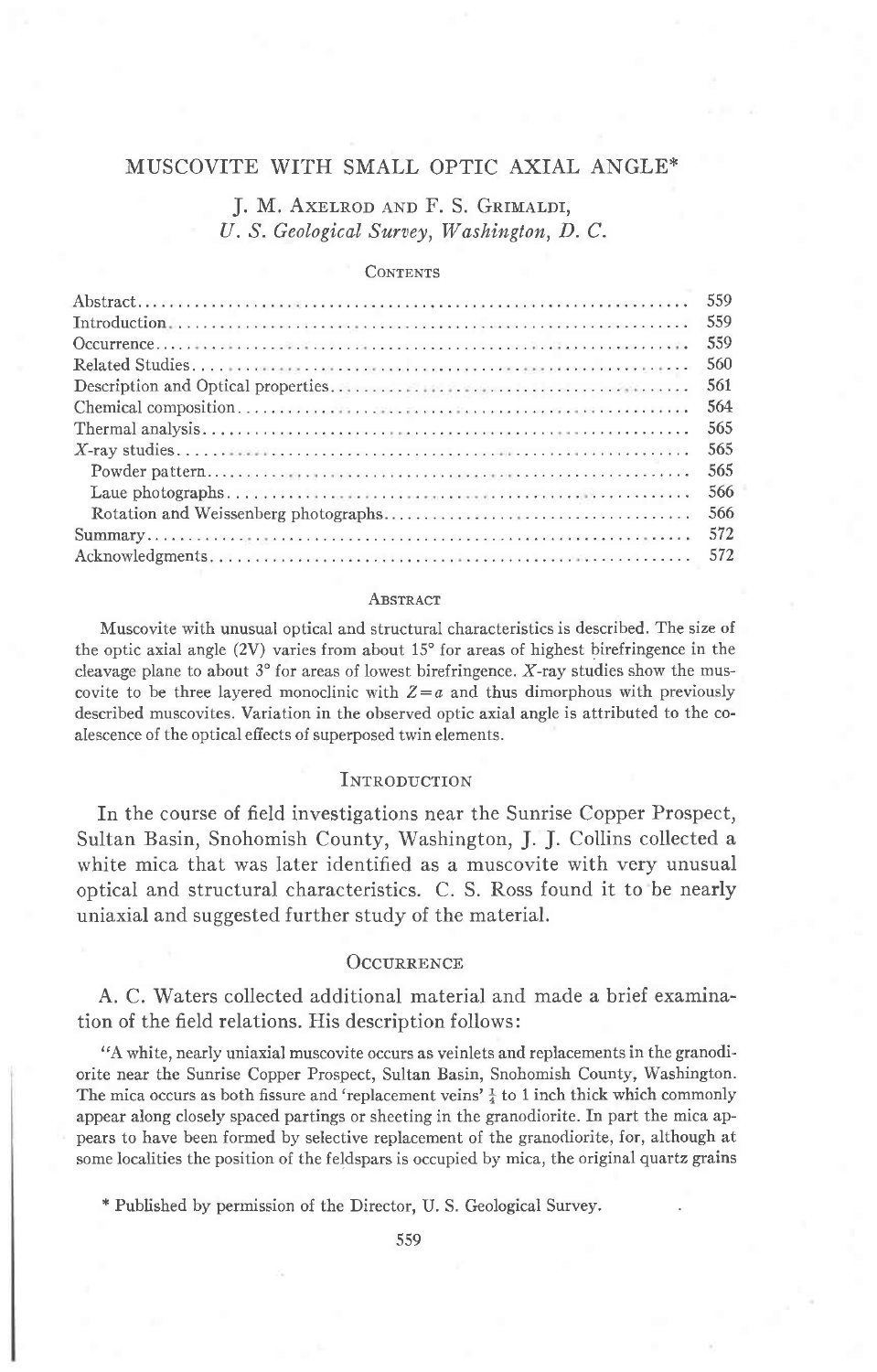# MUSCOVITE WITH SMALL OPTIC AXIAL ANGLE*

J. M. Axelrod and F. S. Grimaldi,
*U. S. Geological Survey, Washington, D. C.*

## Contents

| | |
|---|---|
| Abstract | 559 |
| Introduction | 559 |
| Occurrence | 559 |
| Related Studies | 560 |
| Description and Optical properties | 561 |
| Chemical composition | 564 |
| Thermal analysis | 565 |
| *X*-ray studies | 565 |
| Powder pattern | 565 |
| Laue photographs | 566 |
| Rotation and Weissenberg photographs | 566 |
| Summary | 572 |
| Acknowledgments | 572 |

## Abstract

Muscovite with unusual optical and structural characteristics is described. The size of the optic axial angle (2V) varies from about 15° for areas of highest birefringence in the cleavage plane to about 3° for areas of lowest birefringence. *X*-ray studies show the muscovite to be three layered monoclinic with $Z=a$ and thus dimorphous with previously described muscovites. Variation in the observed optic axial angle is attributed to the coalescence of the optical effects of superposed twin elements.

## Introduction

In the course of field investigations near the Sunrise Copper Prospect, Sultan Basin, Snohomish County, Washington, J. J. Collins collected a white mica that was later identified as a muscovite with very unusual optical and structural characteristics. C. S. Ross found it to be nearly uniaxial and suggested further study of the material.

## Occurrence

A. C. Waters collected additional material and made a brief examination of the field relations. His description follows:

"A white, nearly uniaxial muscovite occurs as veinlets and replacements in the granodiorite near the Sunrise Copper Prospect, Sultan Basin, Snohomish County, Washington. The mica occurs as both fissure and 'replacement veins' $\frac{1}{4}$ to 1 inch thick which commonly appear along closely spaced partings or sheeting in the granodiorite. In part the mica appears to have been formed by selective replacement of the granodiorite, for, although at some localities the position of the feldspars is occupied by mica, the original quartz grains

\* Published by permission of the Director, U. S. Geological Survey.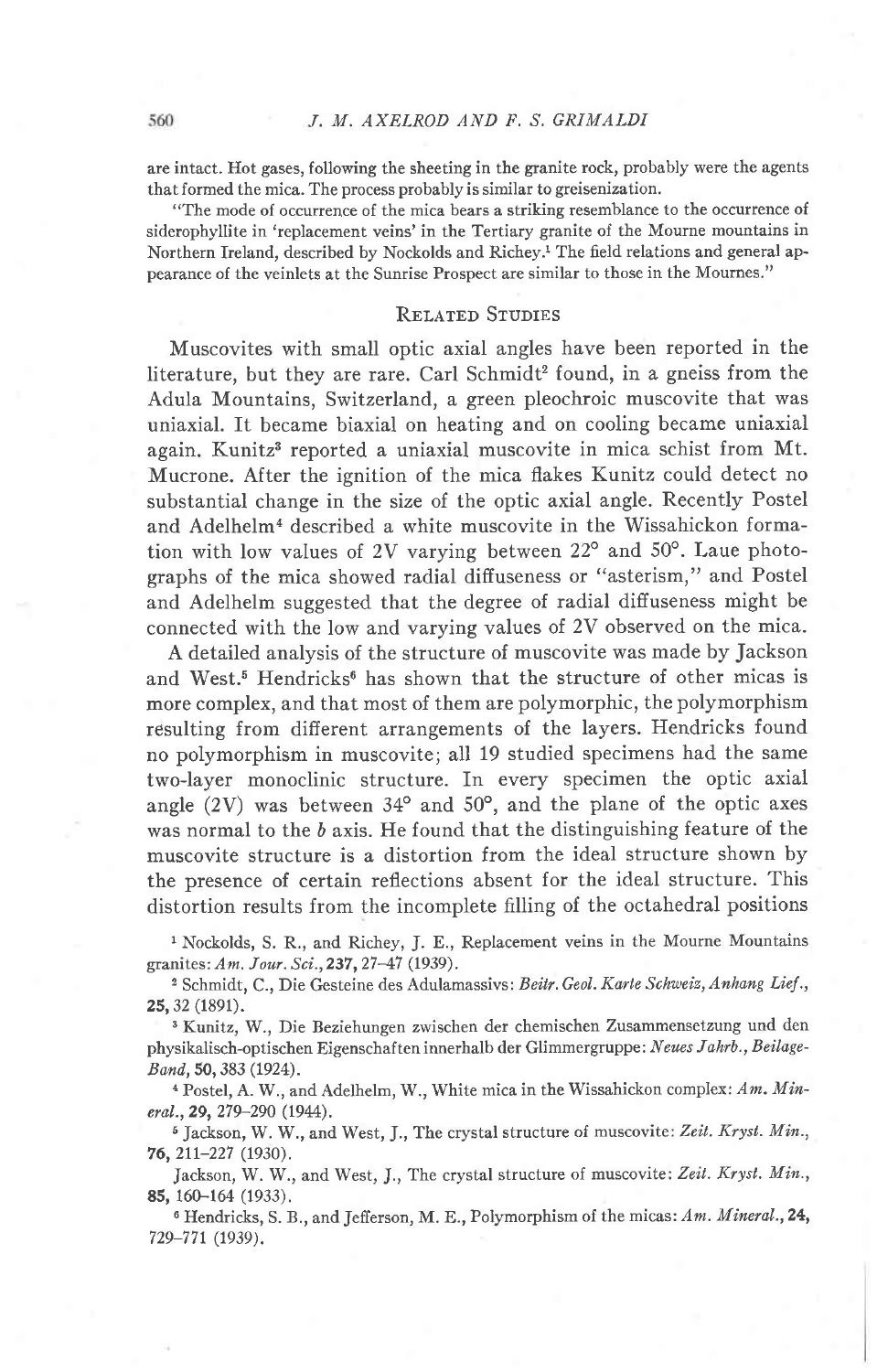are intact. Hot gases, following the sheeting in the granite rock, probably were the agents that formed the mica. The process probably is similar to greisenization.

"The mode of occurrence of the mica bears a striking resemblance to the occurrence of siderophyllite in 'replacement veins' in the Tertiary granite of the Mourne mountains in Northern Ireland, described by Nockolds and Richey.[1] The field relations and general appearance of the veinlets at the Sunrise Prospect are similar to those in the Mournes."

## Related Studies

Muscovites with small optic axial angles have been reported in the literature, but they are rare. Carl Schmidt[2] found, in a gneiss from the Adula Mountains, Switzerland, a green pleochroic muscovite that was uniaxial. It became biaxial on heating and on cooling became uniaxial again. Kunitz[3] reported a uniaxial muscovite in mica schist from Mt. Mucrone. After the ignition of the mica flakes Kunitz could detect no substantial change in the size of the optic axial angle. Recently Postel and Adelhelm[4] described a white muscovite in the Wissahickon formation with low values of 2V varying between 22° and 50°. Laue photographs of the mica showed radial diffuseness or "asterism," and Postel and Adelhelm suggested that the degree of radial diffuseness might be connected with the low and varying values of 2V observed on the mica.

A detailed analysis of the structure of muscovite was made by Jackson and West.[5] Hendricks[6] has shown that the structure of other micas is more complex, and that most of them are polymorphic, the polymorphism resulting from different arrangements of the layers. Hendricks found no polymorphism in muscovite; all 19 studied specimens had the same two-layer monoclinic structure. In every specimen the optic axial angle (2V) was between 34° and 50°, and the plane of the optic axes was normal to the *b* axis. He found that the distinguishing feature of the muscovite structure is a distortion from the ideal structure shown by the presence of certain reflections absent for the ideal structure. This distortion results from the incomplete filling of the octahedral positions

[1] Nockolds, S. R., and Richey, J. E., Replacement veins in the Mourne Mountains granites: *Am. Jour. Sci.*, **237**, 27–47 (1939).

[2] Schmidt, C., Die Gesteine des Adulamassivs: *Beitr. Geol. Karte Schweiz, Anhang Lief.*, **25**, 32 (1891).

[3] Kunitz, W., Die Beziehungen zwischen der chemischen Zusammensetzung und den physikalisch-optischen Eigenschaften innerhalb der Glimmergruppe: *Neues Jahrb., Beilage-Band*, **50**, 383 (1924).

[4] Postel, A. W., and Adelhelm, W., White mica in the Wissahickon complex: *Am. Mineral.*, **29**, 279–290 (1944).

[5] Jackson, W. W., and West, J., The crystal structure of muscovite: *Zeit. Kryst. Min.*, **76**, 211–227 (1930).

Jackson, W. W., and West, J., The crystal structure of muscovite: *Zeit. Kryst. Min.*, **85**, 160–164 (1933).

[6] Hendricks, S. B., and Jefferson, M. E., Polymorphism of the micas: *Am. Mineral.*, **24**, 729–771 (1939).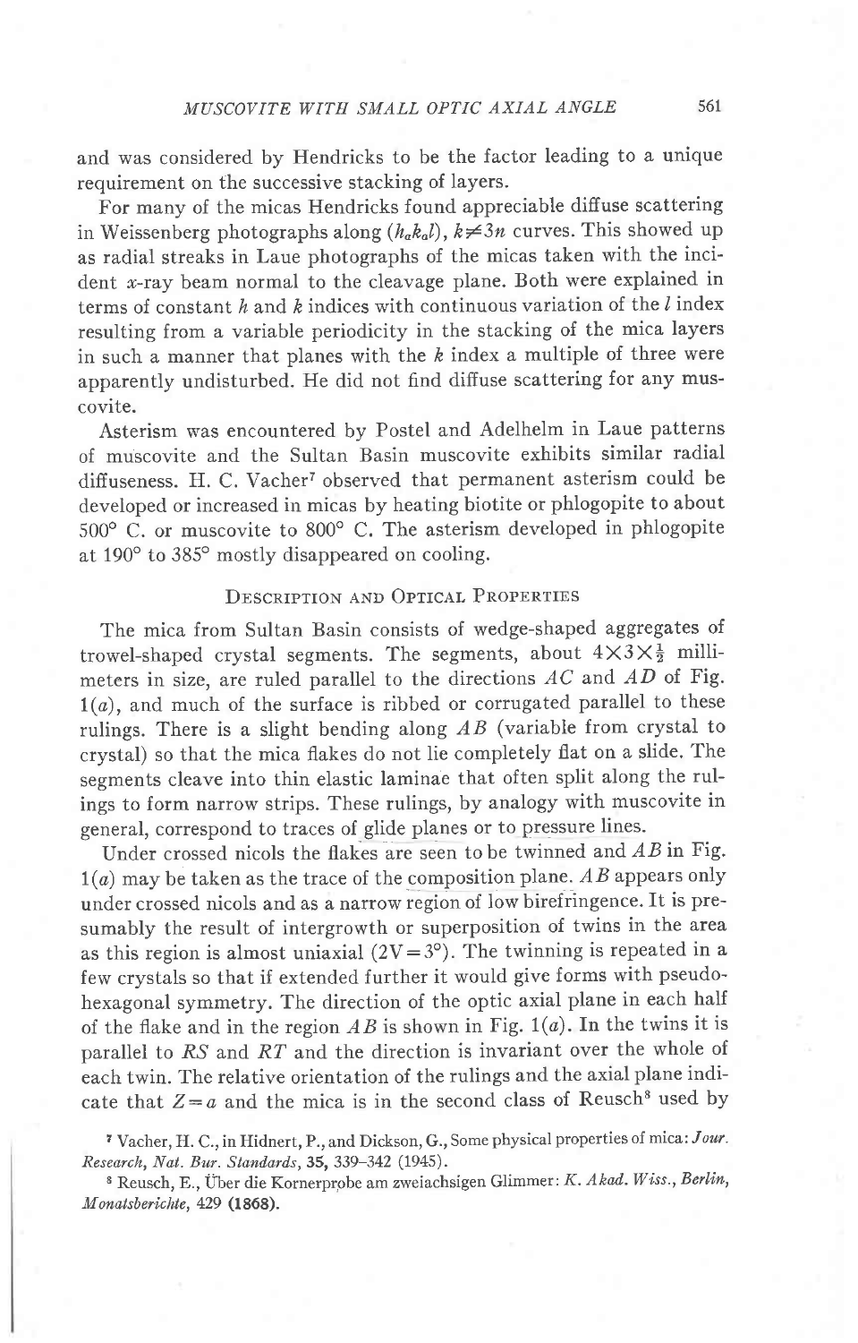and was considered by Hendricks to be the factor leading to a unique requirement on the successive stacking of layers.

For many of the micas Hendricks found appreciable diffuse scattering in Weissenberg photographs along $(h_a k_a l)$, $k \neq 3n$ curves. This showed up as radial streaks in Laue photographs of the micas taken with the incident x-ray beam normal to the cleavage plane. Both were explained in terms of constant $h$ and $k$ indices with continuous variation of the $l$ index resulting from a variable periodicity in the stacking of the mica layers in such a manner that planes with the $k$ index a multiple of three were apparently undisturbed. He did not find diffuse scattering for any muscovite.

Asterism was encountered by Postel and Adelhelm in Laue patterns of muscovite and the Sultan Basin muscovite exhibits similar radial diffuseness. H. C. Vacher[7] observed that permanent asterism could be developed or increased in micas by heating biotite or phlogopite to about 500° C. or muscovite to 800° C. The asterism developed in phlogopite at 190° to 385° mostly disappeared on cooling.

## Description and Optical Properties

The mica from Sultan Basin consists of wedge-shaped aggregates of trowel-shaped crystal segments. The segments, about $4 \times 3 \times \frac{1}{2}$ millimeters in size, are ruled parallel to the directions $AC$ and $AD$ of Fig. 1(*a*), and much of the surface is ribbed or corrugated parallel to these rulings. There is a slight bending along $AB$ (variable from crystal to crystal) so that the mica flakes do not lie completely flat on a slide. The segments cleave into thin elastic laminae that often split along the rulings to form narrow strips. These rulings, by analogy with muscovite in general, correspond to traces of glide planes or to pressure lines.

Under crossed nicols the flakes are seen to be twinned and $AB$ in Fig. 1(*a*) may be taken as the trace of the composition plane. $AB$ appears only under crossed nicols and as a narrow region of low birefringence. It is presumably the result of intergrowth or superposition of twins in the area as this region is almost uniaxial ($2V = 3°$). The twinning is repeated in a few crystals so that if extended further it would give forms with pseudohexagonal symmetry. The direction of the optic axial plane in each half of the flake and in the region $AB$ is shown in Fig. 1(*a*). In the twins it is parallel to $RS$ and $RT$ and the direction is invariant over the whole of each twin. The relative orientation of the rulings and the axial plane indicate that $Z = a$ and the mica is in the second class of Reusch[8] used by

[7] Vacher, H. C., in Hidnert, P., and Dickson, G., Some physical properties of mica: *Jour. Research, Nat. Bur. Standards*, **35**, 339–342 (1945).

[8] Reusch, E., Über die Kornerprobe am zweiachsigen Glimmer: *K. Akad. Wiss., Berlin, Monatsberichte*, 429 **(1868)**.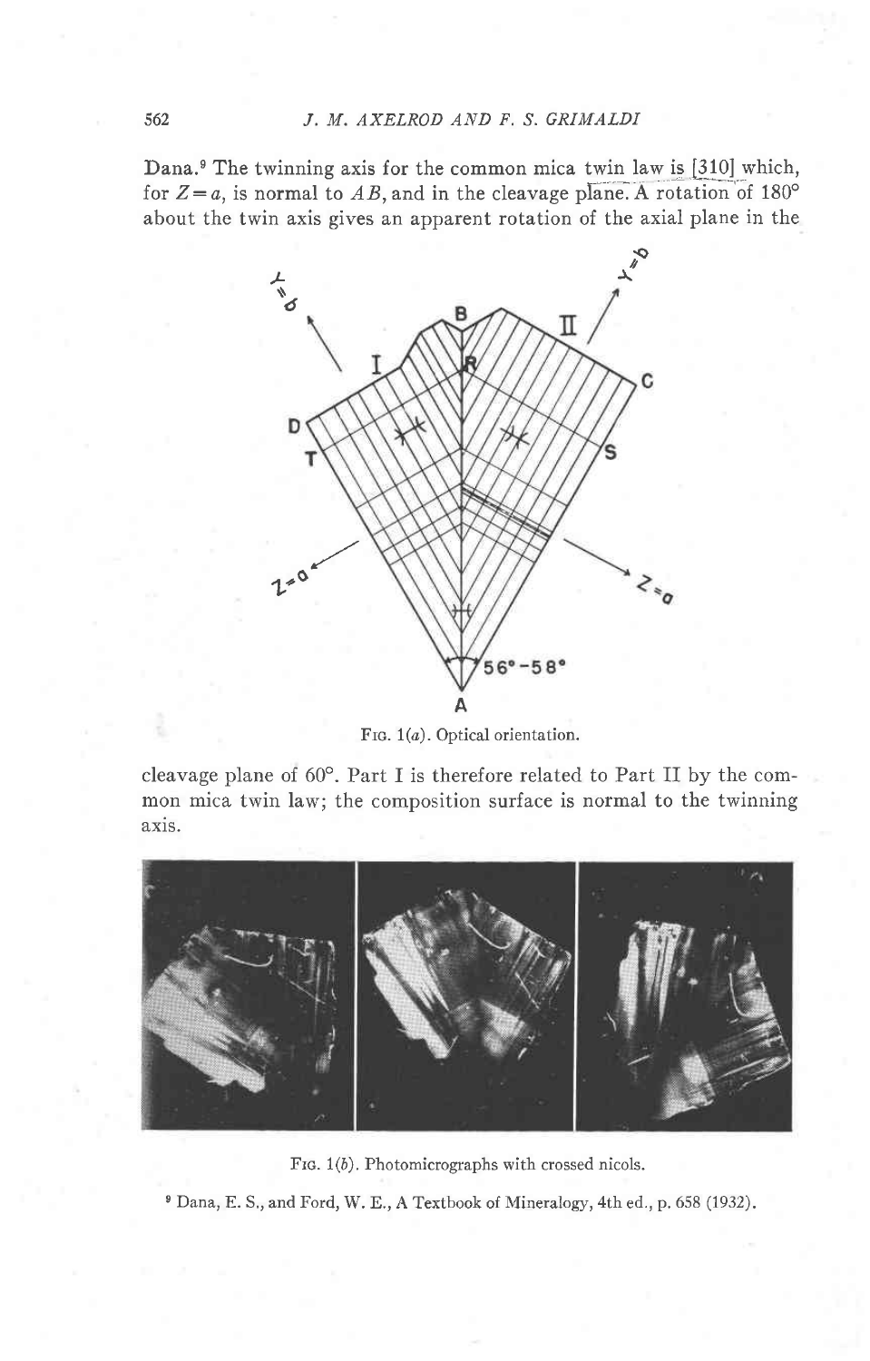Dana.[9] The twinning axis for the common mica twin law is [310] which, for $Z=a$, is normal to $AB$, and in the cleavage plane. A rotation of 180° about the twin axis gives an apparent rotation of the axial plane in the cleavage plane of 60°. Part I is therefore related to Part II by the common mica twin law; the composition surface is normal to the twinning axis.

Fig. 1(a). Optical orientation.

Fig. 1(b). Photomicrographs with crossed nicols.

[9] Dana, E. S., and Ford, W. E., A Textbook of Mineralogy, 4th ed., p. 658 (1932).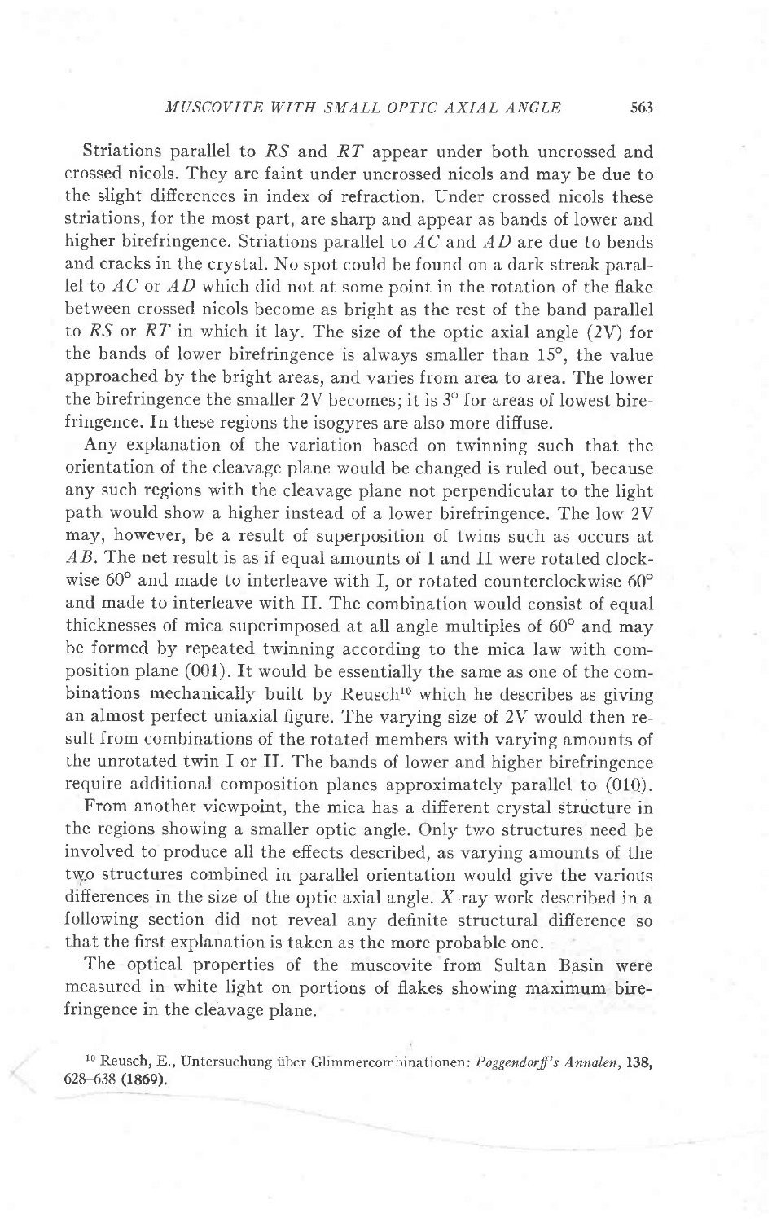Striations parallel to *RS* and *RT* appear under both uncrossed and crossed nicols. They are faint under uncrossed nicols and may be due to the slight differences in index of refraction. Under crossed nicols these striations, for the most part, are sharp and appear as bands of lower and higher birefringence. Striations parallel to *AC* and *AD* are due to bends and cracks in the crystal. No spot could be found on a dark streak parallel to *AC* or *AD* which did not at some point in the rotation of the flake between crossed nicols become as bright as the rest of the band parallel to *RS* or *RT* in which it lay. The size of the optic axial angle (2V) for the bands of lower birefringence is always smaller than 15°, the value approached by the bright areas, and varies from area to area. The lower the birefringence the smaller 2V becomes; it is 3° for areas of lowest birefringence. In these regions the isogyres are also more diffuse.

Any explanation of the variation based on twinning such that the orientation of the cleavage plane would be changed is ruled out, because any such regions with the cleavage plane not perpendicular to the light path would show a higher instead of a lower birefringence. The low 2V may, however, be a result of superposition of twins such as occurs at *AB*. The net result is as if equal amounts of I and II were rotated clockwise 60° and made to interleave with I, or rotated counterclockwise 60° and made to interleave with II. The combination would consist of equal thicknesses of mica superimposed at all angle multiples of 60° and may be formed by repeated twinning according to the mica law with composition plane (001). It would be essentially the same as one of the combinations mechanically built by Reusch[10] which he describes as giving an almost perfect uniaxial figure. The varying size of 2V would then result from combinations of the rotated members with varying amounts of the unrotated twin I or II. The bands of lower and higher birefringence require additional composition planes approximately parallel to (010).

From another viewpoint, the mica has a different crystal structure in the regions showing a smaller optic angle. Only two structures need be involved to produce all the effects described, as varying amounts of the two structures combined in parallel orientation would give the various differences in the size of the optic axial angle. *X*-ray work described in a following section did not reveal any definite structural difference so that the first explanation is taken as the more probable one.

The optical properties of the muscovite from Sultan Basin were measured in white light on portions of flakes showing maximum birefringence in the cleavage plane.

[10] Reusch, E., Untersuchung über Glimmercombinationen: *Poggendorff's Annalen*, **138**, 628–638 (**1869**).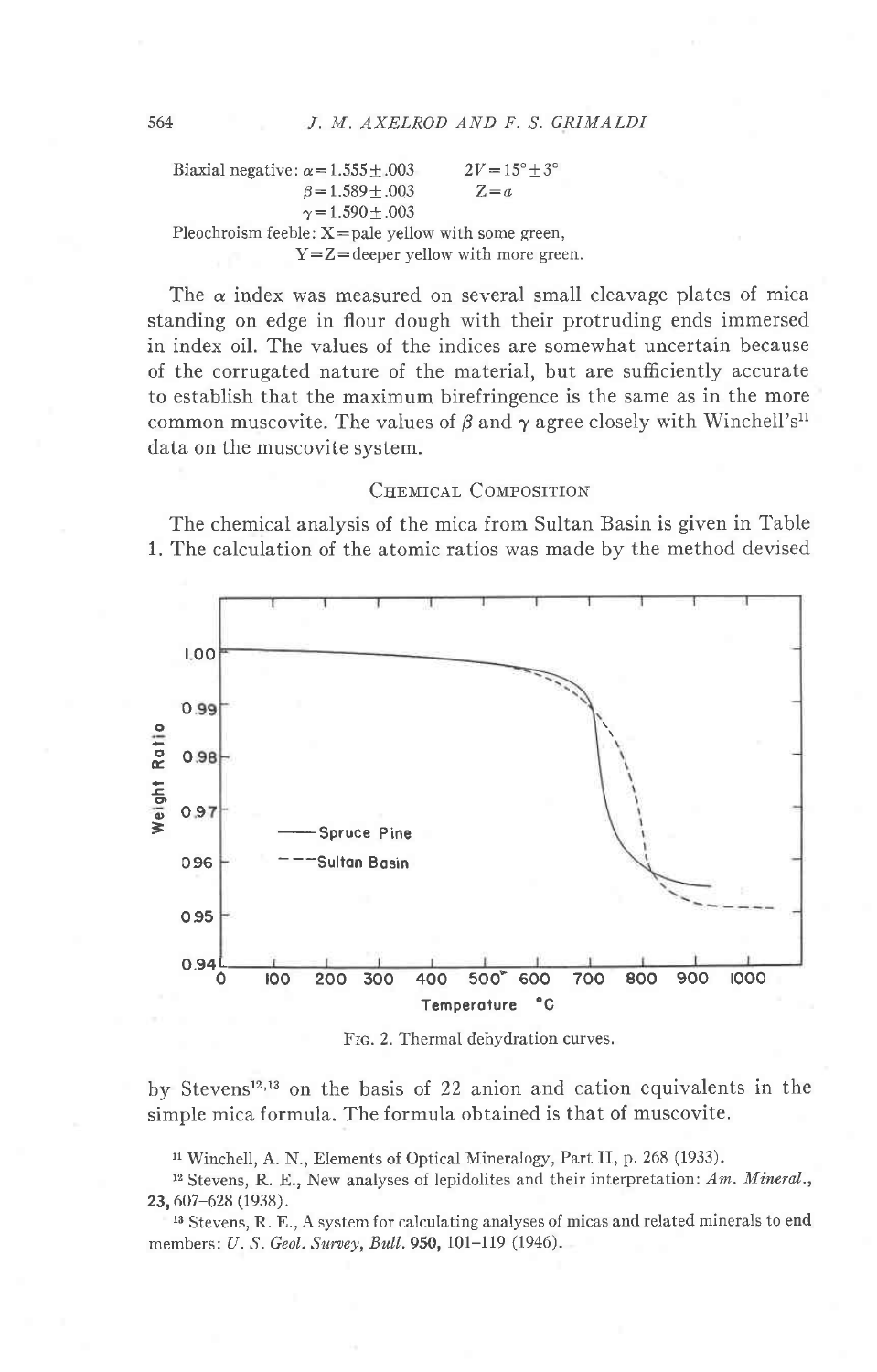Biaxial negative: $\alpha = 1.555 \pm .003$  $2V = 15° \pm 3°$
$\beta = 1.589 \pm .003$  $Z = a$
$\gamma = 1.590 \pm .003$
Pleochroism feeble: X = pale yellow with some green,
Y = Z = deeper yellow with more green.

The $\alpha$ index was measured on several small cleavage plates of mica standing on edge in flour dough with their protruding ends immersed in index oil. The values of the indices are somewhat uncertain because of the corrugated nature of the material, but are sufficiently accurate to establish that the maximum birefringence is the same as in the more common muscovite. The values of $\beta$ and $\gamma$ agree closely with Winchell's[11] data on the muscovite system.

## Chemical Composition

The chemical analysis of the mica from Sultan Basin is given in Table 1. The calculation of the atomic ratios was made by the method devised

Fig. 2. Thermal dehydration curves.

by Stevens[12,13] on the basis of 22 anion and cation equivalents in the simple mica formula. The formula obtained is that of muscovite.

[11] Winchell, A. N., Elements of Optical Mineralogy, Part II, p. 268 (1933).

[12] Stevens, R. E., New analyses of lepidolites and their interpretation: *Am. Mineral.*, **23**, 607–628 (1938).

[13] Stevens, R. E., A system for calculating analyses of micas and related minerals to end members: *U. S. Geol. Survey, Bull.* **950**, 101–119 (1946).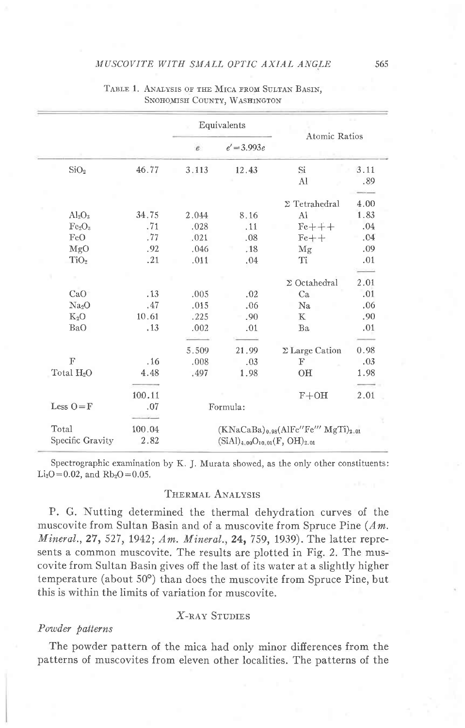Table 1. Analysis of the Mica from Sultan Basin, Snohomish County, Washington

| | | Equivalents | | Atomic Ratios | |
|---|---|---|---|---|---|
| | | $e$ | $e'=3.993e$ | | |
| $SiO_2$ | 46.77 | 3.113 | 12.43 | Si | 3.11 |
| | | | | Al | .89 |
| | | | | Σ Tetrahedral | 4.00 |
| $Al_2O_3$ | 34.75 | 2.044 | 8.16 | Al | 1.83 |
| $Fe_2O_3$ | .71 | .028 | .11 | Fe+++ | .04 |
| FeO | .77 | .021 | .08 | Fe++ | .04 |
| MgO | .92 | .046 | .18 | Mg | .09 |
| $TiO_2$ | .21 | .011 | .04 | Ti | .01 |
| | | | | Σ Octahedral | 2.01 |
| CaO | .13 | .005 | .02 | Ca | .01 |
| $Na_2O$ | .47 | .015 | .06 | Na | .06 |
| $K_2O$ | 10.61 | .225 | .90 | K | .90 |
| BaO | .13 | .002 | .01 | Ba | .01 |
| | | 5.509 | 21.99 | Σ Large Cation | 0.98 |
| F | .16 | .008 | .03 | F | .03 |
| Total $H_2O$ | 4.48 | .497 | 1.98 | OH | 1.98 |
| | 100.11 | | | F+OH | 2.01 |
| Less O=F | .07 | Formula: | | | |
| Total | 100.04 | $(KNaCaBa)_{0.98}(AlFe''Fe'''MgTi)_{2.01}$ | | | |
| Specific Gravity | 2.82 | $(SiAl)_{4.00}O_{10.01}(F, OH)_{2.01}$ | | | |

Spectrographic examination by K. J. Murata showed, as the only other constituents: $Li_2O=0.02$, and $Rb_2O=0.05$.

## Thermal Analysis

P. G. Nutting determined the thermal dehydration curves of the muscovite from Sultan Basin and of a muscovite from Spruce Pine (*Am. Mineral.*, **27**, 527, 1942; *Am. Mineral.*, **24**, 759, 1939). The latter represents a common muscovite. The results are plotted in Fig. 2. The muscovite from Sultan Basin gives off the last of its water at a slightly higher temperature (about 50°) than does the muscovite from Spruce Pine, but this is within the limits of variation for muscovite.

## X-ray Studies

### *Powder patterns*

The powder pattern of the mica had only minor differences from the patterns of muscovites from eleven other localities. The patterns of the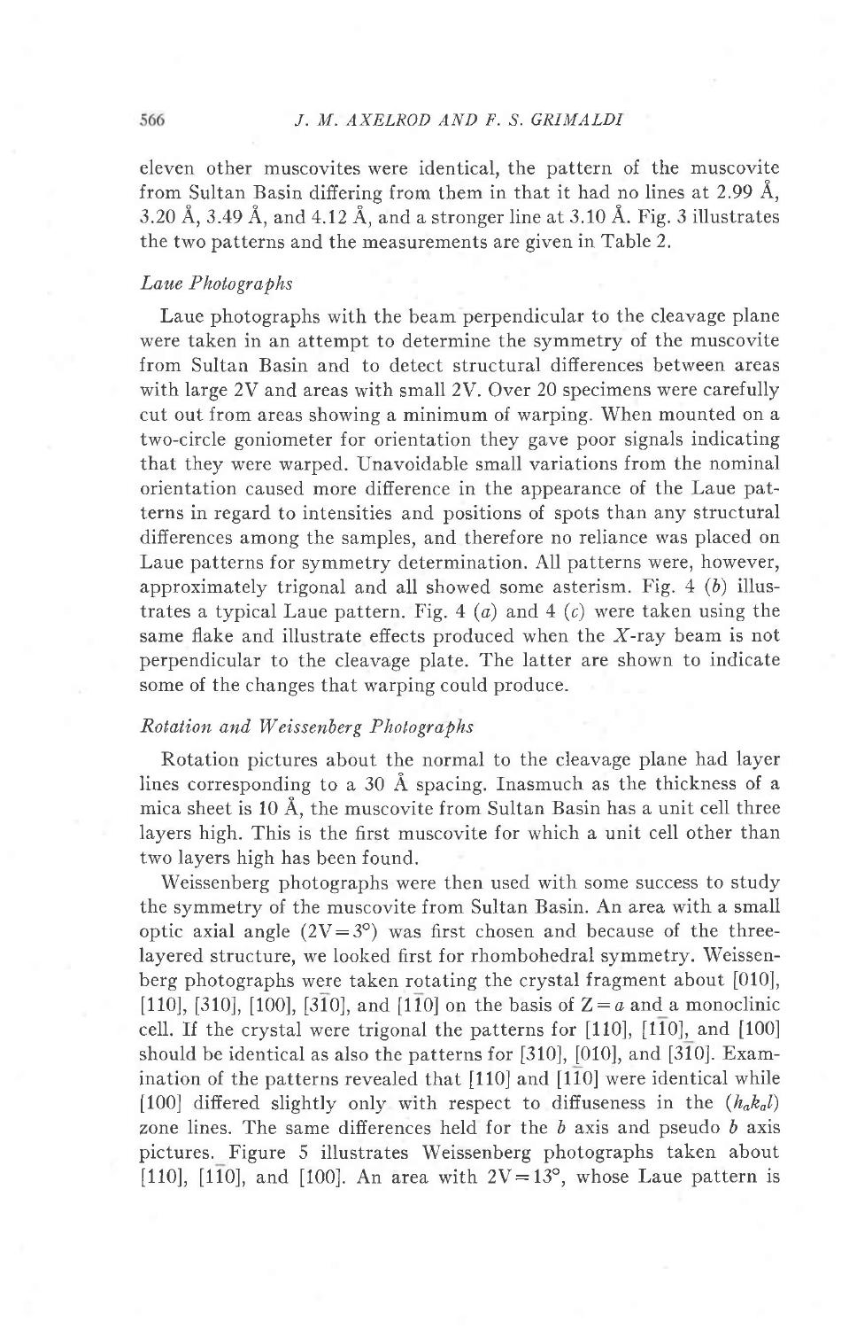eleven other muscovites were identical, the pattern of the muscovite from Sultan Basin differing from them in that it had no lines at 2.99 Å, 3.20 Å, 3.49 Å, and 4.12 Å, and a stronger line at 3.10 Å. Fig. 3 illustrates the two patterns and the measurements are given in Table 2.

### *Laue Photographs*

Laue photographs with the beam perpendicular to the cleavage plane were taken in an attempt to determine the symmetry of the muscovite from Sultan Basin and to detect structural differences between areas with large 2V and areas with small 2V. Over 20 specimens were carefully cut out from areas showing a minimum of warping. When mounted on a two-circle goniometer for orientation they gave poor signals indicating that they were warped. Unavoidable small variations from the nominal orientation caused more difference in the appearance of the Laue patterns in regard to intensities and positions of spots than any structural differences among the samples, and therefore no reliance was placed on Laue patterns for symmetry determination. All patterns were, however, approximately trigonal and all showed some asterism. Fig. 4 (*b*) illustrates a typical Laue pattern. Fig. 4 (*a*) and 4 (*c*) were taken using the same flake and illustrate effects produced when the *X*-ray beam is not perpendicular to the cleavage plate. The latter are shown to indicate some of the changes that warping could produce.

### *Rotation and Weissenberg Photographs*

Rotation pictures about the normal to the cleavage plane had layer lines corresponding to a 30 Å spacing. Inasmuch as the thickness of a mica sheet is 10 Å, the muscovite from Sultan Basin has a unit cell three layers high. This is the first muscovite for which a unit cell other than two layers high has been found.

Weissenberg photographs were then used with some success to study the symmetry of the muscovite from Sultan Basin. An area with a small optic axial angle (2V = 3°) was first chosen and because of the three-layered structure, we looked first for rhombohedral symmetry. Weissenberg photographs were taken rotating the crystal fragment about [010], [110], [310], [100], [$\bar{3}$10], and [1$\bar{1}$0] on the basis of $Z = a$ and a monoclinic cell. If the crystal were trigonal the patterns for [110], [1$\bar{1}$0], and [100] should be identical as also the patterns for [310], [010], and [3$\bar{1}$0]. Examination of the patterns revealed that [110] and [1$\bar{1}$0] were identical while [100] differed slightly only with respect to diffuseness in the $(h_a k_a l)$ zone lines. The same differences held for the *b* axis and pseudo *b* axis pictures. Figure 5 illustrates Weissenberg photographs taken about [110], [1$\bar{1}$0], and [100]. An area with 2V = 13°, whose Laue pattern is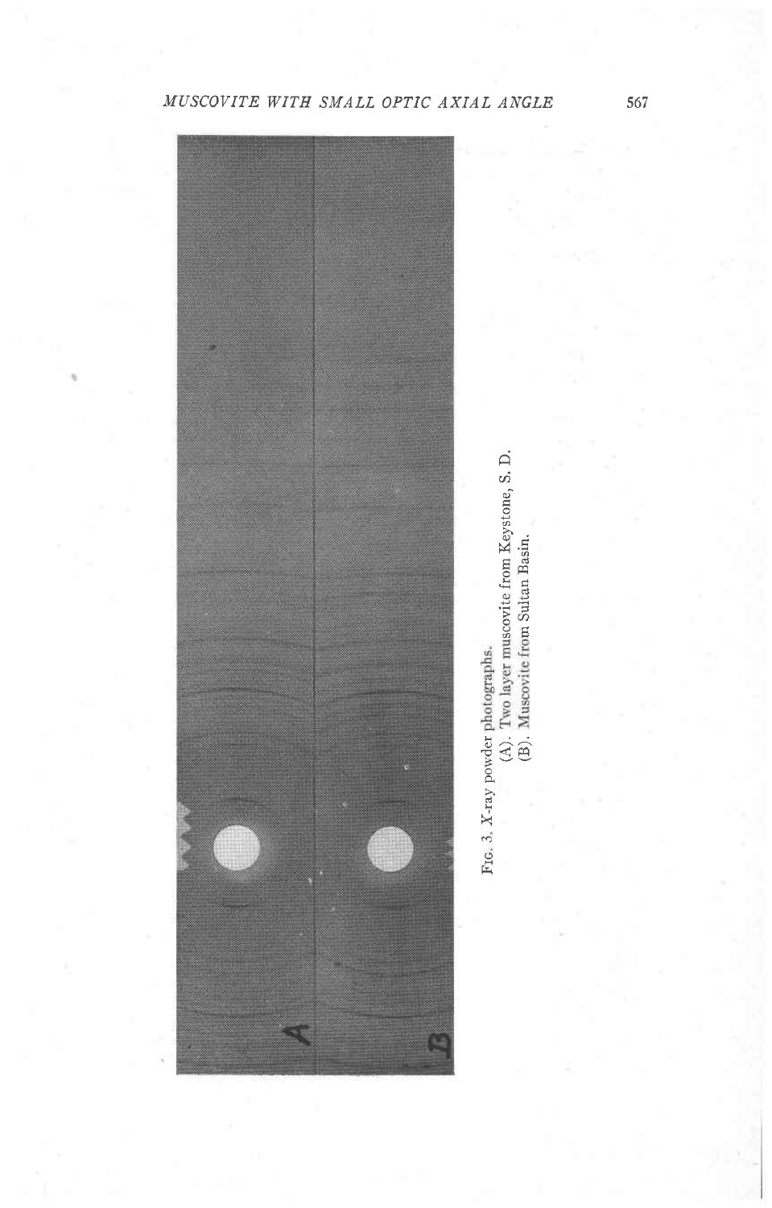Fig. 3. X-ray powder photographs.
(A). Two layer muscovite from Keystone, S. D.
(B). Muscovite from Sultan Basin.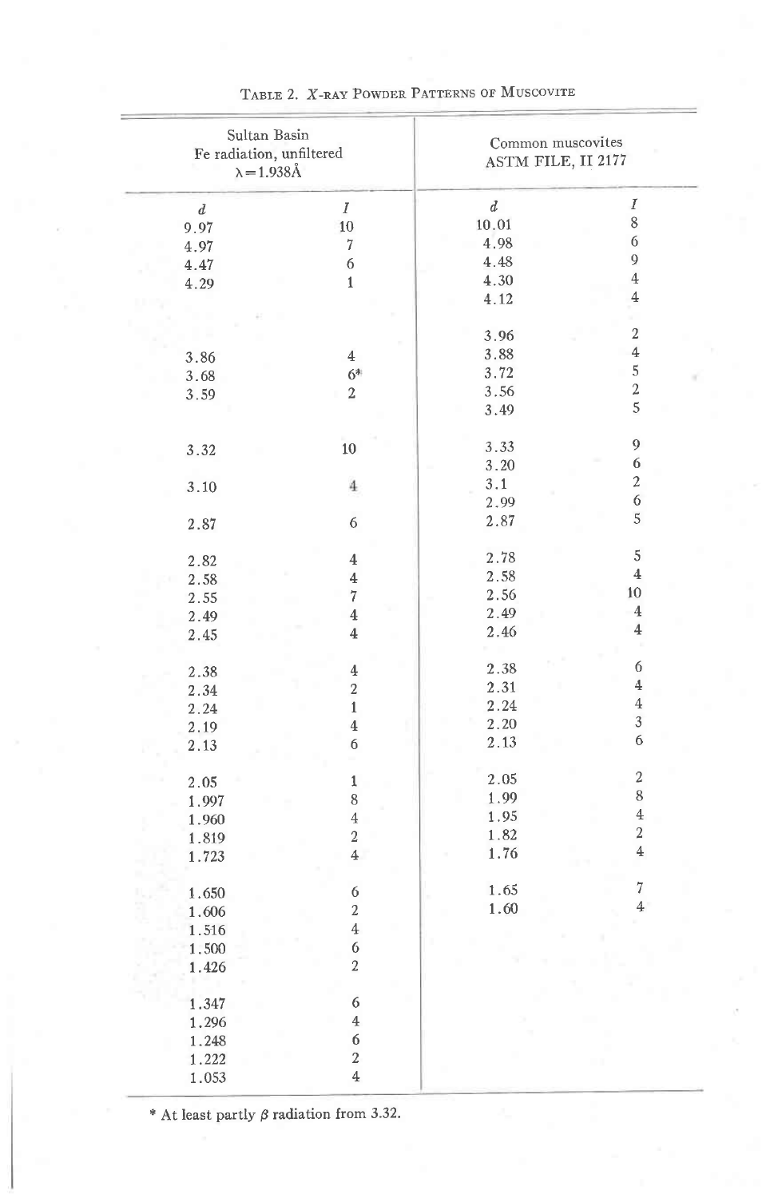TABLE 2. *X*-RAY POWDER PATTERNS OF MUSCOVITE

| Sultan Basin Fe radiation, unfiltered λ=1.938Å | | Common muscovites ASTM FILE, II 2177 | |
|---|---|---|---|
| *d* | *I* | *d* | *I* |
| 9.97 | 10 | 10.01 | 8 |
| 4.97 | 7 | 4.98 | 6 |
| 4.47 | 6 | 4.48 | 9 |
| 4.29 | 1 | 4.30 | 4 |
| | | 4.12 | 4 |
| | | 3.96 | 2 |
| 3.86 | 4 | 3.88 | 4 |
| 3.68 | 6* | 3.72 | 5 |
| 3.59 | 2 | 3.56 | 2 |
| | | 3.49 | 5 |
| 3.32 | 10 | 3.33 | 9 |
| | | 3.20 | 6 |
| 3.10 | 4 | 3.1 | 2 |
| | | 2.99 | 6 |
| 2.87 | 6 | 2.87 | 5 |
| 2.82 | 4 | 2.78 | 5 |
| 2.58 | 4 | 2.58 | 4 |
| 2.55 | 7 | 2.56 | 10 |
| 2.49 | 4 | 2.49 | 4 |
| 2.45 | 4 | 2.46 | 4 |
| 2.38 | 4 | 2.38 | 6 |
| 2.34 | 2 | 2.31 | 4 |
| 2.24 | 1 | 2.24 | 4 |
| 2.19 | 4 | 2.20 | 3 |
| 2.13 | 6 | 2.13 | 6 |
| 2.05 | 1 | 2.05 | 2 |
| 1.997 | 8 | 1.99 | 8 |
| 1.960 | 4 | 1.95 | 4 |
| 1.819 | 2 | 1.82 | 2 |
| 1.723 | 4 | 1.76 | 4 |
| 1.650 | 6 | 1.65 | 7 |
| 1.606 | 2 | 1.60 | 4 |
| 1.516 | 4 | | |
| 1.500 | 6 | | |
| 1.426 | 2 | | |
| 1.347 | 6 | | |
| 1.296 | 4 | | |
| 1.248 | 6 | | |
| 1.222 | 2 | | |
| 1.053 | 4 | | |

* At least partly β radiation from 3.32.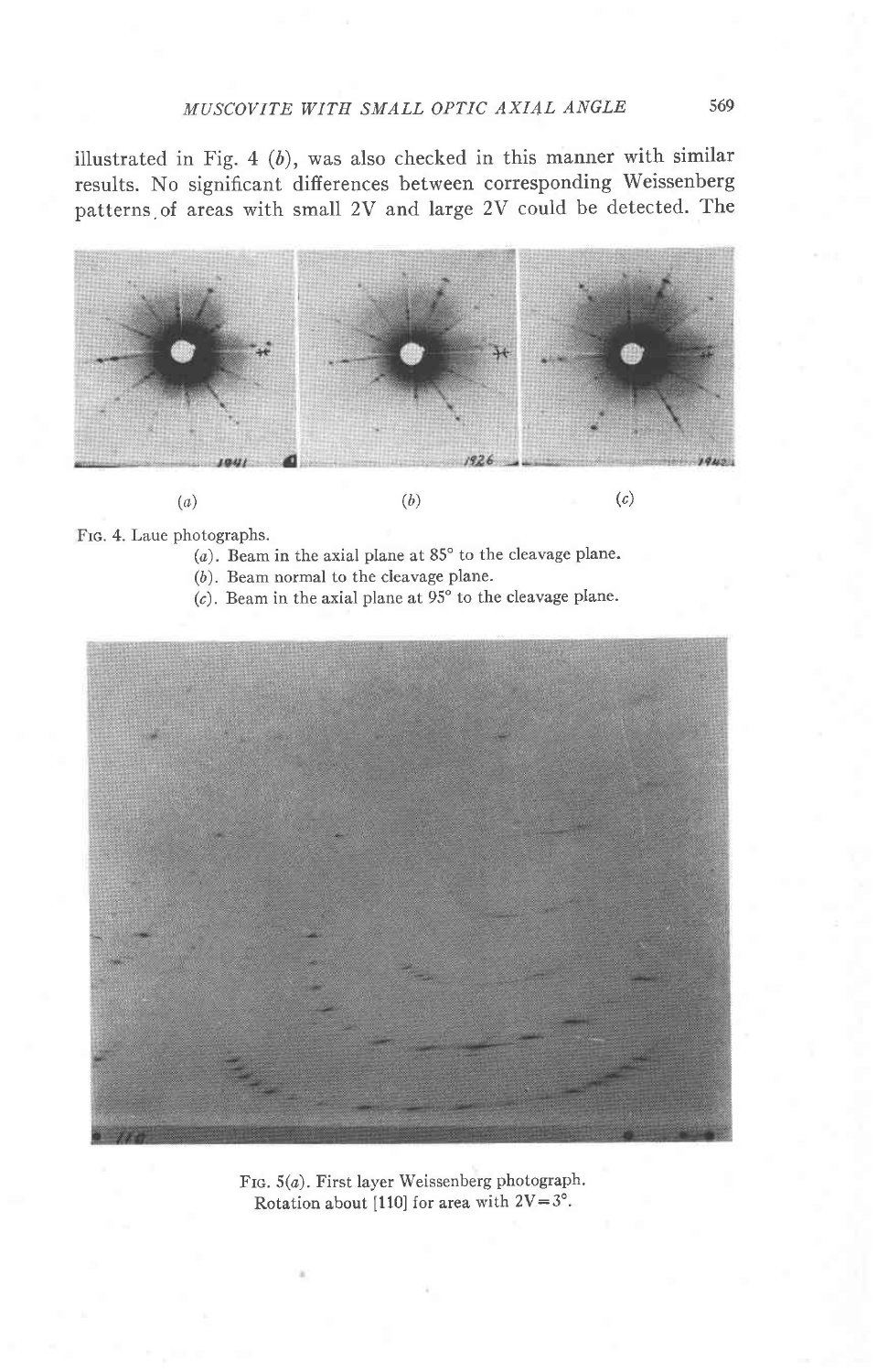illustrated in Fig. 4 (*b*), was also checked in this manner with similar results. No significant differences between corresponding Weissenberg patterns of areas with small 2V and large 2V could be detected. The

(*a*) (*b*) (*c*)

Fig. 4. Laue photographs.

(*a*). Beam in the axial plane at 85° to the cleavage plane.

(*b*). Beam normal to the cleavage plane.

(*c*). Beam in the axial plane at 95° to the cleavage plane.

Fig. 5(*a*). First layer Weissenberg photograph. Rotation about [110] for area with 2V = 3°.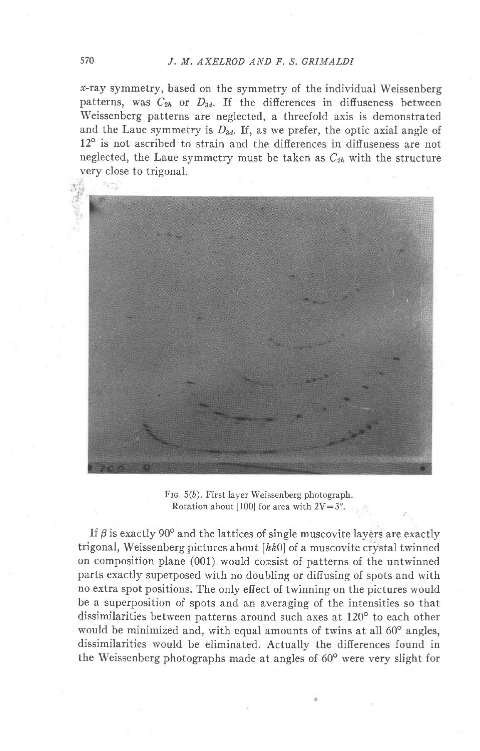x-ray symmetry, based on the symmetry of the individual Weissenberg patterns, was $C_{2h}$ or $D_{3d}$. If the differences in diffuseness between Weissenberg patterns are neglected, a threefold axis is demonstrated and the Laue symmetry is $D_{3d}$. If, as we prefer, the optic axial angle of 12° is not ascribed to strain and the differences in diffuseness are not neglected, the Laue symmetry must be taken as $C_{2h}$ with the structure very close to trigonal.

Fig. 5(*b*). First layer Weissenberg photograph. Rotation about [100] for area with 2V = 3°.

If $\beta$ is exactly 90° and the lattices of single muscovite layers are exactly trigonal, Weissenberg pictures about $[hk0]$ of a muscovite crystal twinned on composition plane (001) would consist of patterns of the untwinned parts exactly superposed with no doubling or diffusing of spots and with no extra spot positions. The only effect of twinning on the pictures would be a superposition of spots and an averaging of the intensities so that dissimilarities between patterns around such axes at 120° to each other would be minimized and, with equal amounts of twins at all 60° angles, dissimilarities would be eliminated. Actually the differences found in the Weissenberg photographs made at angles of 60° were very slight for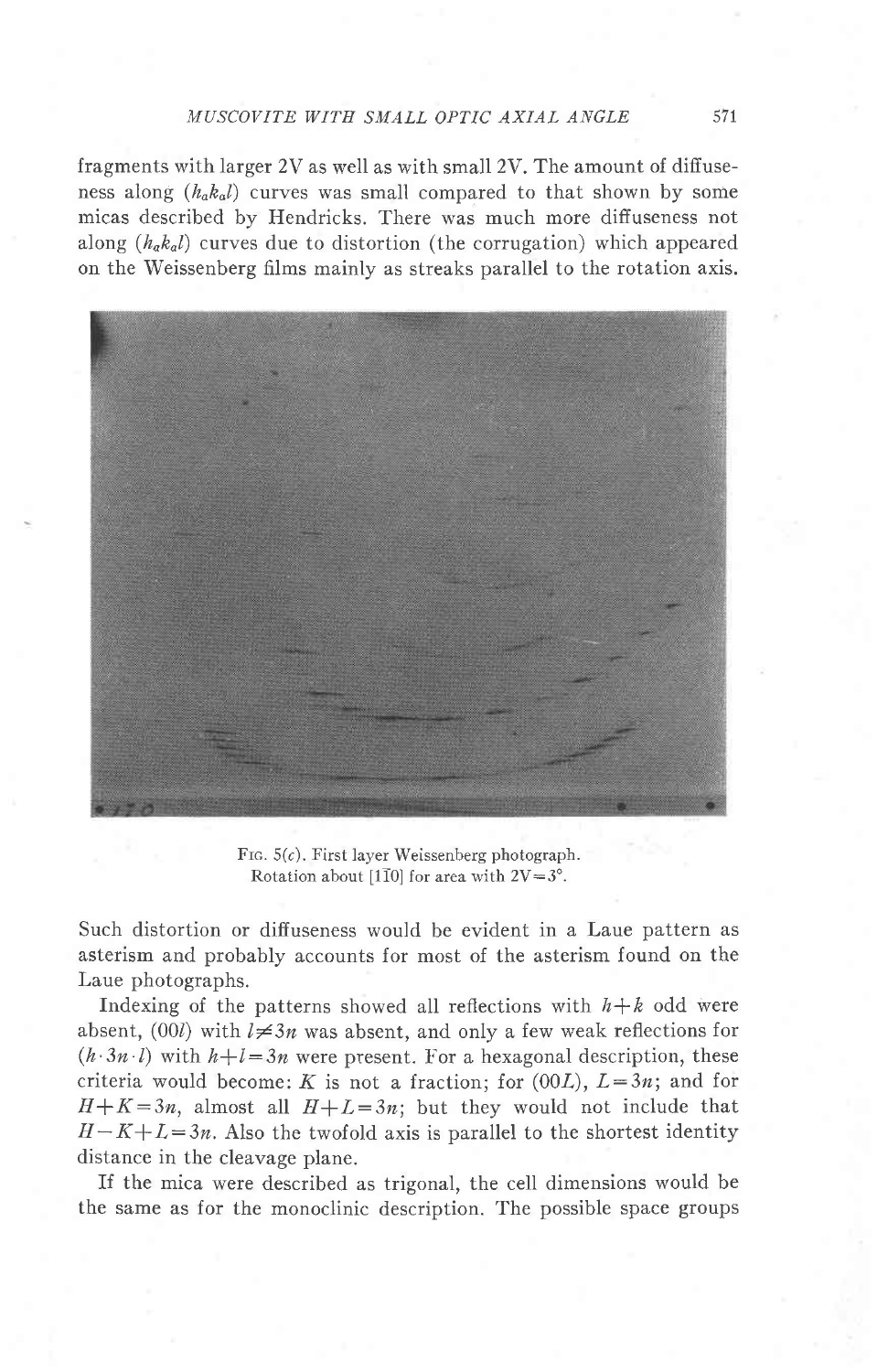fragments with larger 2V as well as with small 2V. The amount of diffuseness along $(h_a k_a l)$ curves was small compared to that shown by some micas described by Hendricks. There was much more diffuseness not along $(h_a k_a l)$ curves due to distortion (the corrugation) which appeared on the Weissenberg films mainly as streaks parallel to the rotation axis.

Fig. 5(c). First layer Weissenberg photograph. Rotation about $[1\bar{1}0]$ for area with $2V = 3°$.

Such distortion or diffuseness would be evident in a Laue pattern as asterism and probably accounts for most of the asterism found on the Laue photographs.

Indexing of the patterns showed all reflections with $h+k$ odd were absent, $(00l)$ with $l \neq 3n$ was absent, and only a few weak reflections for $(h \cdot 3n \cdot l)$ with $h+l=3n$ were present. For a hexagonal description, these criteria would become: $K$ is not a fraction; for $(00L)$, $L=3n$; and for $H+K=3n$, almost all $H+L=3n$; but they would not include that $H-K+L=3n$. Also the twofold axis is parallel to the shortest identity distance in the cleavage plane.

If the mica were described as trigonal, the cell dimensions would be the same as for the monoclinic description. The possible space groups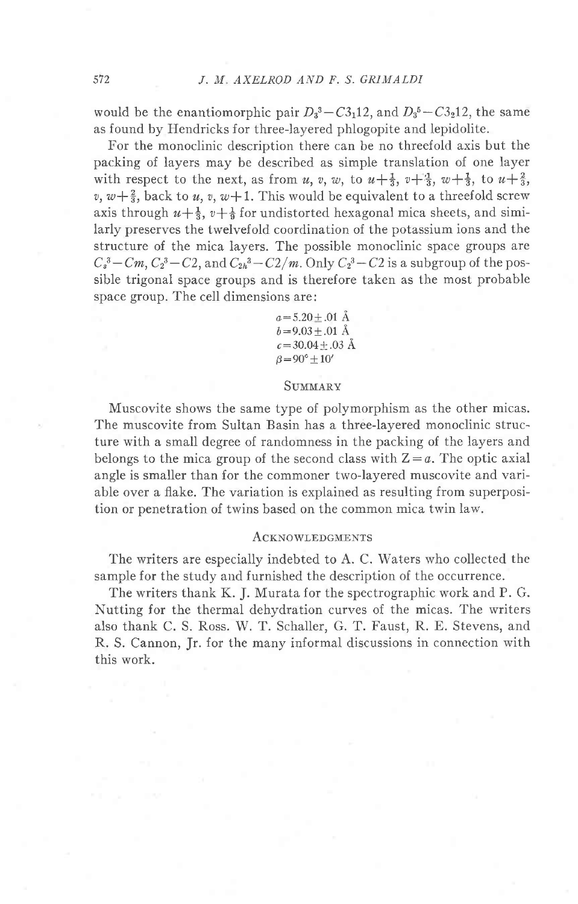would be the enantiomorphic pair $D_3^3 - C3_112$, and $D_3^5 - C3_212$, the same as found by Hendricks for three-layered phlogopite and lepidolite.

For the monoclinic description there can be no threefold axis but the packing of layers may be described as simple translation of one layer with respect to the next, as from $u$, $v$, $w$, to $u+\frac{1}{3}$, $v+\frac{1}{3}$, $w+\frac{1}{3}$, to $u+\frac{2}{3}$, $v$, $w+\frac{2}{3}$, back to $u$, $v$, $w+1$. This would be equivalent to a threefold screw axis through $u+\frac{1}{3}$, $v+\frac{1}{3}$ for undistorted hexagonal mica sheets, and similarly preserves the twelvefold coordination of the potassium ions and the structure of the mica layers. The possible monoclinic space groups are $C_s^3 - Cm$, $C_2^3 - C2$, and $C_{2h}^3 - C2/m$. Only $C_2^3 - C2$ is a subgroup of the possible trigonal space groups and is therefore taken as the most probable space group. The cell dimensions are:

$$a = 5.20 \pm .01 \text{ Å}$$
$$b = 9.03 \pm .01 \text{ Å}$$
$$c = 30.04 \pm .03 \text{ Å}$$
$$\beta = 90° \pm 10'$$

## Summary

Muscovite shows the same type of polymorphism as the other micas. The muscovite from Sultan Basin has a three-layered monoclinic structure with a small degree of randomness in the packing of the layers and belongs to the mica group of the second class with $Z = a$. The optic axial angle is smaller than for the commoner two-layered muscovite and variable over a flake. The variation is explained as resulting from superposition or penetration of twins based on the common mica twin law.

## Acknowledgments

The writers are especially indebted to A. C. Waters who collected the sample for the study and furnished the description of the occurrence.

The writers thank K. J. Murata for the spectrographic work and P. G. Nutting for the thermal dehydration curves of the micas. The writers also thank C. S. Ross. W. T. Schaller, G. T. Faust, R. E. Stevens, and R. S. Cannon, Jr. for the many informal discussions in connection with this work.